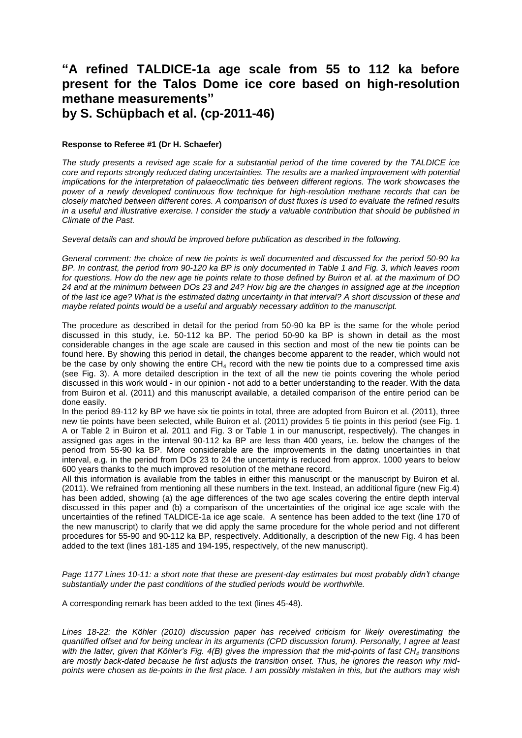# "A refined TALDICE-1a age scale from 55 to 112 ka before present for the Talos Dome ice core based on high-resolution methane measurements"

# by S. Schüpbach et al. (cp-2011-46)

**Response to Referee #1 (Dr H. Schaefer)**

*The study presents a revised age scale for a substantial period of the time covered by the TALDICE ice core and reports strongly reduced dating uncertainties. The results are a marked improvement with potential implications for the interpretation of palaeoclimatic ties between different regions. The work showcases the power of a newly developed continuous flow technique for high-resolution methane records that can be closely matched between different cores. A comparison of dust fluxes is used to evaluate the refined results in a useful and illustrative exercise. I consider the study a valuable contribution that should be published in Climate of the Past.*

*Several details can and should be improved before publication as described in the following.*

*General comment: the choice of new tie points is well documented and discussed for the period 50-90 ka BP. In contrast, the period from 90-120 ka BP is only documented in Table 1 and Fig. 3, which leaves room for questions. How do the new age tie points relate to those defined by Buiron et al. at the maximum of DO 24 and at the minimum between DOs 23 and 24? How big are the changes in assigned age at the inception of the last ice age? What is the estimated dating uncertainty in that interval? A short discussion of these and maybe related points would be a useful and arguably necessary addition to the manuscript.*

The procedure as described in detail for the period from 50-90 ka BP is the same for the whole period discussed in this study, i.e. 50-112 ka BP. The period 50-90 ka BP is shown in detail as the most considerable changes in the age scale are caused in this section and most of the new tie points can be found here. By showing this period in detail, the changes become apparent to the reader, which would not be the case by only showing the entire $CH_4$ record with the new tie points due to a compressed time axis (see Fig. 3). A more detailed description in the text of all the new tie points covering the whole period discussed in this work would - in our opinion - not add to a better understanding to the reader. With the data from Buiron et al. (2011) and this manuscript available, a detailed comparison of the entire period can be done easily.

In the period 89-112 ky BP we have six tie points in total, three are adopted from Buiron et al. (2011), three new tie points have been selected, while Buiron et al. (2011) provides 5 tie points in this period (see Fig. 1 A or Table 2 in Buiron et al. 2011 and Fig. 3 or Table 1 in our manuscript, respectively). The changes in assigned gas ages in the interval 90-112 ka BP are less than 400 years, i.e. below the changes of the period from 55-90 ka BP. More considerable are the improvements in the dating uncertainties in that interval, e.g. in the period from DOs 23 to 24 the uncertainty is reduced from approx. 1000 years to below 600 years thanks to the much improved resolution of the methane record.

All this information is available from the tables in either this manuscript or the manuscript by Buiron et al. (2011). We refrained from mentioning all these numbers in the text. Instead, an additional figure (new Fig.4) has been added, showing (a) the age differences of the two age scales covering the entire depth interval discussed in this paper and (b) a comparison of the uncertainties of the original ice age scale with the uncertainties of the refined TALDICE-1a ice age scale. A sentence has been added to the text (line 170 of the new manuscript) to clarify that we did apply the same procedure for the whole period and not different procedures for 55-90 and 90-112 ka BP, respectively. Additionally, a description of the new Fig. 4 has been added to the text (lines 181-185 and 194-195, respectively, of the new manuscript).

*Page 1177 Lines 10-11: a short note that these are present-day estimates but most probably didn't change substantially under the past conditions of the studied periods would be worthwhile.*

A corresponding remark has been added to the text (lines 45-48).

*Lines 18-22: the Köhler (2010) discussion paper has received criticism for likely overestimating the quantified offset and for being unclear in its arguments (CPD discussion forum). Personally, I agree at least with the latter, given that Köhler's Fig. 4(B) gives the impression that the mid-points of fast $CH_4$ transitions are mostly back-dated because he first adjusts the transition onset. Thus, he ignores the reason why mid-points were chosen as tie-points in the first place. I am possibly mistaken in this, but the authors may wish*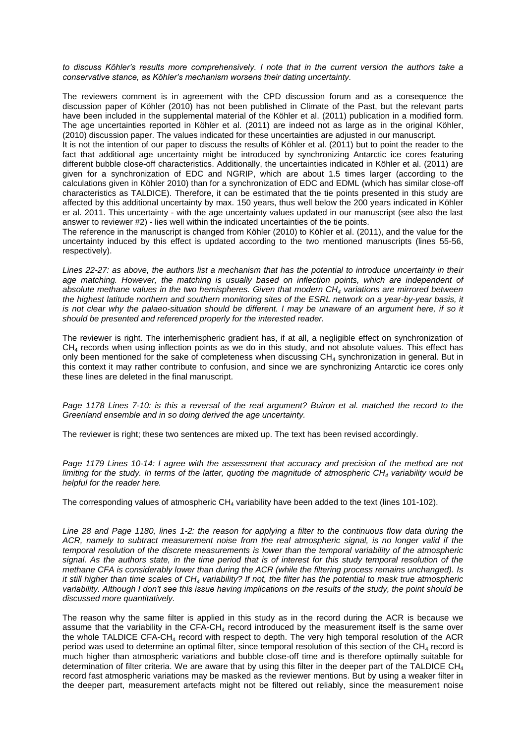*to discuss Köhler's results more comprehensively. I note that in the current version the authors take a conservative stance, as Köhler's mechanism worsens their dating uncertainty.*

The reviewers comment is in agreement with the CPD discussion forum and as a consequence the discussion paper of Köhler (2010) has not been published in Climate of the Past, but the relevant parts have been included in the supplemental material of the Köhler et al. (2011) publication in a modified form. The age uncertainties reported in Köhler et al. (2011) are indeed not as large as in the original Köhler, (2010) discussion paper. The values indicated for these uncertainties are adjusted in our manuscript.

It is not the intention of our paper to discuss the results of Köhler et al. (2011) but to point the reader to the fact that additional age uncertainty might be introduced by synchronizing Antarctic ice cores featuring different bubble close-off characteristics. Additionally, the uncertainties indicated in Köhler et al. (2011) are given for a synchronization of EDC and NGRIP, which are about 1.5 times larger (according to the calculations given in Köhler 2010) than for a synchronization of EDC and EDML (which has similar close-off characteristics as TALDICE). Therefore, it can be estimated that the tie points presented in this study are affected by this additional uncertainty by max. 150 years, thus well below the 200 years indicated in Köhler er al. 2011. This uncertainty - with the age uncertainty values updated in our manuscript (see also the last answer to reviewer #2) - lies well within the indicated uncertainties of the tie points.

The reference in the manuscript is changed from Köhler (2010) to Köhler et al. (2011), and the value for the uncertainty induced by this effect is updated according to the two mentioned manuscripts (lines 55-56, respectively).

*Lines 22-27: as above, the authors list a mechanism that has the potential to introduce uncertainty in their age matching. However, the matching is usually based on inflection points, which are independent of absolute methane values in the two hemispheres. Given that modern $CH_4$ variations are mirrored between the highest latitude northern and southern monitoring sites of the ESRL network on a year-by-year basis, it is not clear why the palaeo-situation should be different. I may be unaware of an argument here, if so it should be presented and referenced properly for the interested reader.*

The reviewer is right. The interhemispheric gradient has, if at all, a negligible effect on synchronization of $CH_4$ records when using inflection points as we do in this study, and not absolute values. This effect has only been mentioned for the sake of completeness when discussing $CH_4$ synchronization in general. But in this context it may rather contribute to confusion, and since we are synchronizing Antarctic ice cores only these lines are deleted in the final manuscript.

*Page 1178 Lines 7-10: is this a reversal of the real argument? Buiron et al. matched the record to the Greenland ensemble and in so doing derived the age uncertainty.*

The reviewer is right; these two sentences are mixed up. The text has been revised accordingly.

*Page 1179 Lines 10-14: I agree with the assessment that accuracy and precision of the method are not limiting for the study. In terms of the latter, quoting the magnitude of atmospheric $CH_4$ variability would be helpful for the reader here.*

The corresponding values of atmospheric $CH_4$ variability have been added to the text (lines 101-102).

*Line 28 and Page 1180, lines 1-2: the reason for applying a filter to the continuous flow data during the ACR, namely to subtract measurement noise from the real atmospheric signal, is no longer valid if the temporal resolution of the discrete measurements is lower than the temporal variability of the atmospheric signal. As the authors state, in the time period that is of interest for this study temporal resolution of the methane CFA is considerably lower than during the ACR (while the filtering process remains unchanged). Is it still higher than time scales of $CH_4$ variability? If not, the filter has the potential to mask true atmospheric variability. Although I don't see this issue having implications on the results of the study, the point should be discussed more quantitatively.*

The reason why the same filter is applied in this study as in the record during the ACR is because we assume that the variability in the CFA-$CH_4$ record introduced by the measurement itself is the same over the whole TALDICE CFA-$CH_4$ record with respect to depth. The very high temporal resolution of the ACR period was used to determine an optimal filter, since temporal resolution of this section of the $CH_4$ record is much higher than atmospheric variations and bubble close-off time and is therefore optimally suitable for determination of filter criteria. We are aware that by using this filter in the deeper part of the TALDICE $CH_4$ record fast atmospheric variations may be masked as the reviewer mentions. But by using a weaker filter in the deeper part, measurement artefacts might not be filtered out reliably, since the measurement noise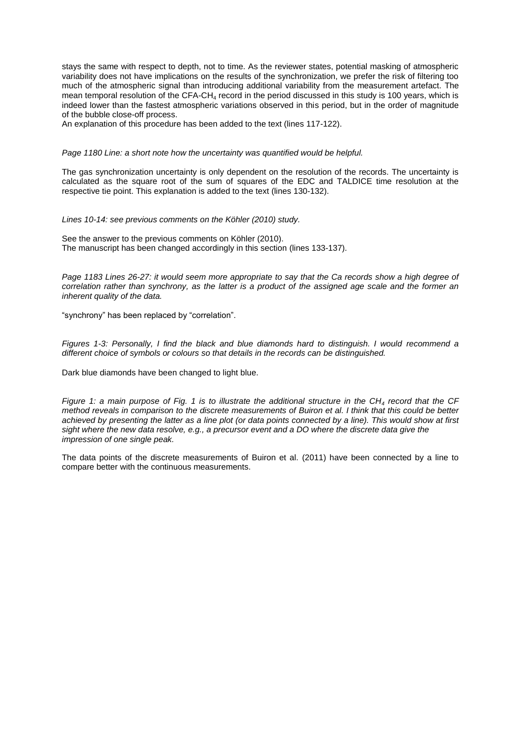stays the same with respect to depth, not to time. As the reviewer states, potential masking of atmospheric variability does not have implications on the results of the synchronization, we prefer the risk of filtering too much of the atmospheric signal than introducing additional variability from the measurement artefact. The mean temporal resolution of the CFA-$CH_4$ record in the period discussed in this study is 100 years, which is indeed lower than the fastest atmospheric variations observed in this period, but in the order of magnitude of the bubble close-off process.

An explanation of this procedure has been added to the text (lines 117-122).

*Page 1180 Line: a short note how the uncertainty was quantified would be helpful.*

The gas synchronization uncertainty is only dependent on the resolution of the records. The uncertainty is calculated as the square root of the sum of squares of the EDC and TALDICE time resolution at the respective tie point. This explanation is added to the text (lines 130-132).

*Lines 10-14: see previous comments on the Köhler (2010) study.*

See the answer to the previous comments on Köhler (2010).
The manuscript has been changed accordingly in this section (lines 133-137).

*Page 1183 Lines 26-27: it would seem more appropriate to say that the Ca records show a high degree of correlation rather than synchrony, as the latter is a product of the assigned age scale and the former an inherent quality of the data.*

"synchrony" has been replaced by "correlation".

*Figures 1-3: Personally, I find the black and blue diamonds hard to distinguish. I would recommend a different choice of symbols or colours so that details in the records can be distinguished.*

Dark blue diamonds have been changed to light blue.

*Figure 1: a main purpose of Fig. 1 is to illustrate the additional structure in the $CH_4$ record that the CF method reveals in comparison to the discrete measurements of Buiron et al. I think that this could be better achieved by presenting the latter as a line plot (or data points connected by a line). This would show at first sight where the new data resolve, e.g., a precursor event and a DO where the discrete data give the impression of one single peak.*

The data points of the discrete measurements of Buiron et al. (2011) have been connected by a line to compare better with the continuous measurements.